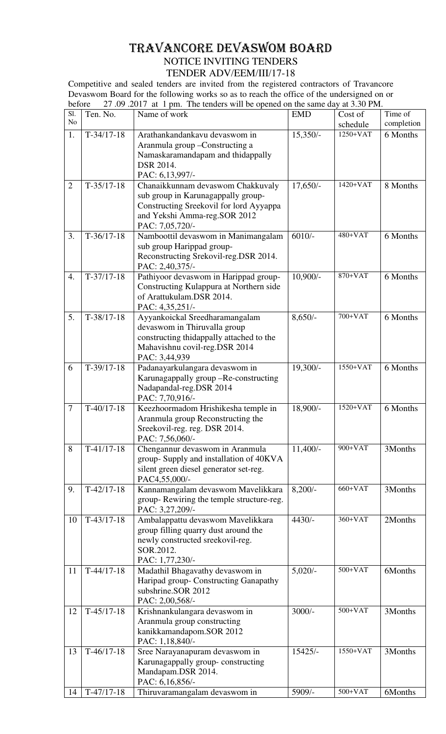# TRAVANCORE DEVASWOM BOARD

## NOTICE INVITING TENDERS

### TENDER ADV/EEM/III/17-18

Competitive and sealed tenders are invited from the registered contractors of Travancore Devaswom Board for the following works so as to reach the office of the undersigned on or before 27 .09 .2017 at 1 pm. The tenders will be opened on the same day at 3.30 PM.

| Sl. No | Ten. No. | Name of work | EMD | Cost of schedule | Time of completion |
|---|---|---|---|---|---|
| 1. | T-34/17-18 | Arathankandankavu devaswom in Aranmula group –Constructing a Namaskaramandapam and thidappally DSR 2014. PAC: 6,13,997/- | 15,350/- | 1250+VAT | 6 Months |
| 2 | T-35/17-18 | Chanaikkunnam devaswom Chakkuvaly sub group in Karunagappally group-Constructing Sreekovil for lord Ayyappa and Yekshi Amma-reg.SOR 2012 PAC: 7,05,720/- | 17,650/- | 1420+VAT | 8 Months |
| 3. | T-36/17-18 | Namboottil devaswom in Manimangalam sub group Harippad group-Reconstructing Srekovil-reg.DSR 2014. PAC: 2,40,375/- | 6010/- | 480+VAT | 6 Months |
| 4. | T-37/17-18 | Pathiyoor devaswom in Harippad group-Constructing Kulappura at Northern side of Arattukulam.DSR 2014. PAC: 4,35,251/- | 10,900/- | 870+VAT | 6 Months |
| 5. | T-38/17-18 | Ayyankoickal Sreedharamangalam devaswom in Thiruvalla group constructing thidappally attached to the Mahavishnu covil-reg.DSR 2014 PAC: 3,44,939 | 8,650/- | 700+VAT | 6 Months |
| 6 | T-39/17-18 | Padanayarkulangara devaswom in Karunagappally group –Re-constructing Nadapandal-reg.DSR 2014 PAC: 7,70,916/- | 19,300/- | 1550+VAT | 6 Months |
| 7 | T-40/17-18 | Keezhoormadom Hrishikesha temple in Aranmula group Reconstructing the Sreekovil-reg. reg. DSR 2014. PAC: 7,56,060/- | 18,900/- | 1520+VAT | 6 Months |
| 8 | T-41/17-18 | Chengannur devaswom in Aranmula group- Supply and installation of 40KVA silent green diesel generator set-reg. PAC4,55,000/- | 11,400/- | 900+VAT | 3Months |
| 9. | T-42/17-18 | Kannamangalam devaswom Mavelikkara group- Rewiring the temple structure-reg. PAC: 3,27,209/- | 8,200/- | 660+VAT | 3Months |
| 10 | T-43/17-18 | Ambalappattu devaswom Mavelikkara group filling quarry dust around the newly constructed sreekovil-reg. SOR.2012. PAC: 1,77,230/- | 4430/- | 360+VAT | 2Months |
| 11 | T-44/17-18 | Madathil Bhagavathy devaswom in Haripad group- Constructing Ganapathy subshrine.SOR 2012 PAC: 2,00,568/- | 5,020/- | 500+VAT | 6Months |
| 12 | T-45/17-18 | Krishnankulangara devaswom in Aranmula group constructing kanikkamandapom.SOR 2012 PAC: 1,18,840/- | 3000/- | 500+VAT | 3Months |
| 13 | T-46/17-18 | Sree Narayanapuram devaswom in Karunagappally group- constructing Mandapam.DSR 2014. PAC: 6,16,856/- | 15425/- | 1550+VAT | 3Months |
| 14 | T-47/17-18 | Thiruvaramangalam devaswom in | 5909/- | 500+VAT | 6Months |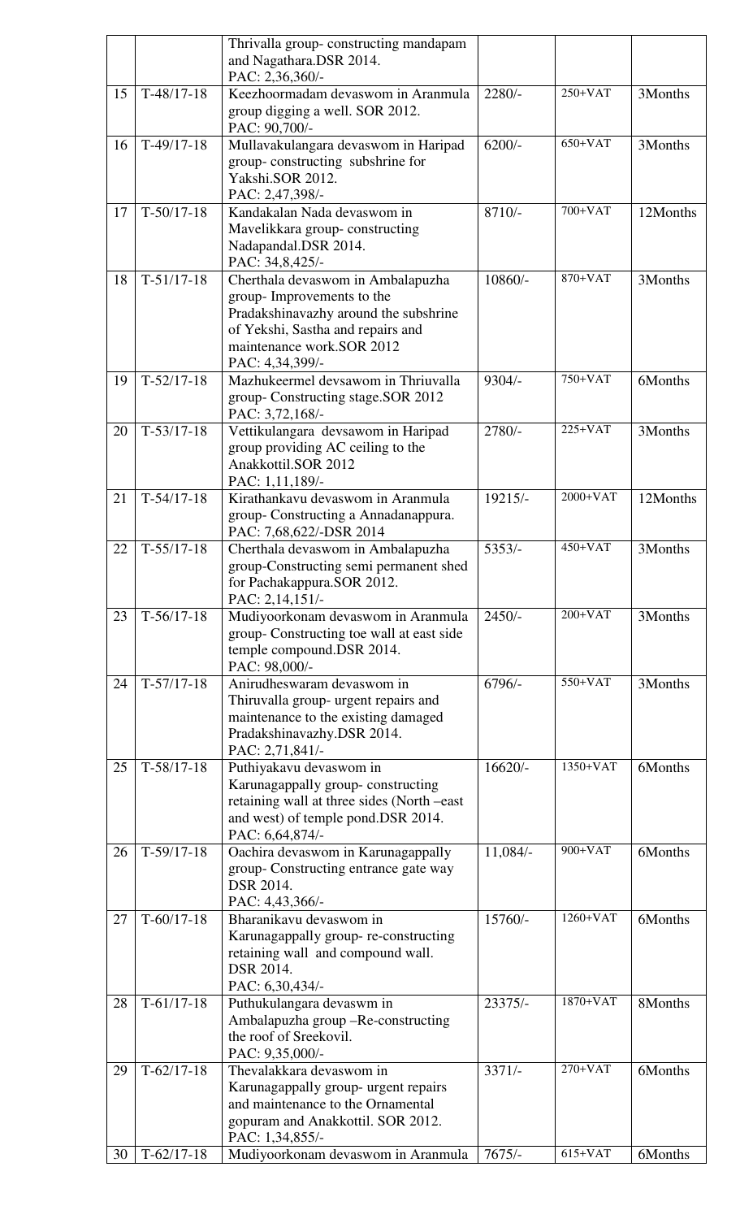| | | | | | |
|---|---|---|---|---|---|
| | | Thrivalla group- constructing mandapam and Nagathara.DSR 2014. PAC: 2,36,360/- | | | |
| 15 | T-48/17-18 | Keezhoormadam devaswom in Aranmula group digging a well. SOR 2012. PAC: 90,700/- | 2280/- | 250+VAT | 3Months |
| 16 | T-49/17-18 | Mullavakulangara devaswom in Haripad group- constructing subshrine for Yakshi.SOR 2012. PAC: 2,47,398/- | 6200/- | 650+VAT | 3Months |
| 17 | T-50/17-18 | Kandakalan Nada devaswom in Mavelikkara group- constructing Nadapandal.DSR 2014. PAC: 34,8,425/- | 8710/- | 700+VAT | 12Months |
| 18 | T-51/17-18 | Cherthala devaswom in Ambalapuzha group- Improvements to the Pradakshinavazhy around the subshrine of Yekshi, Sastha and repairs and maintenance work.SOR 2012 PAC: 4,34,399/- | 10860/- | 870+VAT | 3Months |
| 19 | T-52/17-18 | Mazhukeermel devsawom in Thriuvalla group- Constructing stage.SOR 2012 PAC: 3,72,168/- | 9304/- | 750+VAT | 6Months |
| 20 | T-53/17-18 | Vettikulangara devsawom in Haripad group providing AC ceiling to the Anakkottil.SOR 2012 PAC: 1,11,189/- | 2780/- | 225+VAT | 3Months |
| 21 | T-54/17-18 | Kirathankavu devaswom in Aranmula group- Constructing a Annadanappura. PAC: 7,68,622/-DSR 2014 | 19215/- | 2000+VAT | 12Months |
| 22 | T-55/17-18 | Cherthala devaswom in Ambalapuzha group-Constructing semi permanent shed for Pachakappura.SOR 2012. PAC: 2,14,151/- | 5353/- | 450+VAT | 3Months |
| 23 | T-56/17-18 | Mudiyoorkonam devaswom in Aranmula group- Constructing toe wall at east side temple compound.DSR 2014. PAC: 98,000/- | 2450/- | 200+VAT | 3Months |
| 24 | T-57/17-18 | Anirudheswaram devaswom in Thiruvalla group- urgent repairs and maintenance to the existing damaged Pradakshinavazhy.DSR 2014. PAC: 2,71,841/- | 6796/- | 550+VAT | 3Months |
| 25 | T-58/17-18 | Puthiyakavu devaswom in Karunagappally group- constructing retaining wall at three sides (North –east and west) of temple pond.DSR 2014. PAC: 6,64,874/- | 16620/- | 1350+VAT | 6Months |
| 26 | T-59/17-18 | Oachira devaswom in Karunagappally group- Constructing entrance gate way DSR 2014. PAC: 4,43,366/- | 11,084/- | 900+VAT | 6Months |
| 27 | T-60/17-18 | Bharanikavu devaswom in Karunagappally group- re-constructing retaining wall and compound wall. DSR 2014. PAC: 6,30,434/- | 15760/- | 1260+VAT | 6Months |
| 28 | T-61/17-18 | Puthukulangara devaswm in Ambalapuzha group –Re-constructing the roof of Sreekovil. PAC: 9,35,000/- | 23375/- | 1870+VAT | 8Months |
| 29 | T-62/17-18 | Thevalakkara devaswom in Karunagappally group- urgent repairs and maintenance to the Ornamental gopuram and Anakkottil. SOR 2012. PAC: 1,34,855/- | 3371/- | 270+VAT | 6Months |
| 30 | T-62/17-18 | Mudiyoorkonam devaswom in Aranmula | 7675/- | 615+VAT | 6Months |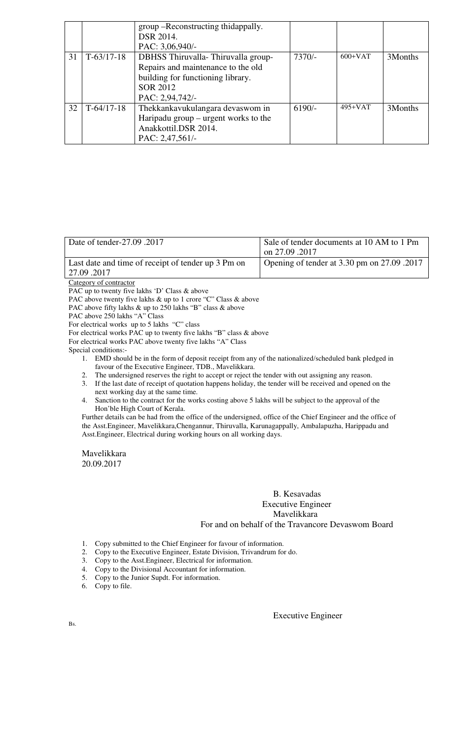| | | | | | |
|---|---|---|---|---|---|
| | | group –Reconstructing thidappally.<br>DSR 2014.<br>PAC: 3,06,940/- | | | |
| 31 | T-63/17-18 | DBHSS Thiruvalla- Thiruvalla group-<br>Repairs and maintenance to the old building for functioning library.<br>SOR 2012<br>PAC: 2,94,742/- | 7370/- | 600+VAT | 3Months |
| 32 | T-64/17-18 | Thekkankavukulangara devaswom in Haripadu group – urgent works to the Anakkottil.DSR 2014.<br>PAC: 2,47,561/- | 6190/- | 495+VAT | 3Months |

| | |
|---|---|
| Date of tender-27.09 .2017 | Sale of tender documents at 10 AM to 1 Pm on 27.09 .2017 |
| Last date and time of receipt of tender up 3 Pm on 27.09 .2017 | Opening of tender at 3.30 pm on 27.09 .2017 |

Category of contractor

PAC up to twenty five lakhs 'D' Class & above

PAC above twenty five lakhs & up to 1 crore "C" Class & above

PAC above fifty lakhs & up to 250 lakhs "B" class & above

PAC above 250 lakhs "A" Class

For electrical works up to 5 lakhs "C" class

For electrical works PAC up to twenty five lakhs "B" class & above

For electrical works PAC above twenty five lakhs "A" Class

Special conditions:-

1. EMD should be in the form of deposit receipt from any of the nationalized/scheduled bank pledged in favour of the Executive Engineer, TDB., Mavelikkara.
2. The undersigned reserves the right to accept or reject the tender with out assigning any reason.
3. If the last date of receipt of quotation happens holiday, the tender will be received and opened on the next working day at the same time.
4. Sanction to the contract for the works costing above 5 lakhs will be subject to the approval of the Hon'ble High Court of Kerala.

Further details can be had from the office of the undersigned, office of the Chief Engineer and the office of the Asst.Engineer, Mavelikkara,Chengannur, Thiruvalla, Karunagappally, Ambalapuzha, Harippadu and Asst.Engineer, Electrical during working hours on all working days.

Mavelikkara
20.09.2017

B. Kesavadas
Executive Engineer
Mavelikkara
For and on behalf of the Travancore Devaswom Board

1. Copy submitted to the Chief Engineer for favour of information.
2. Copy to the Executive Engineer, Estate Division, Trivandrum for do.
3. Copy to the Asst.Engineer, Electrical for information.
4. Copy to the Divisional Accountant for information.
5. Copy to the Junior Supdt. For information.
6. Copy to file.

Executive Engineer

Bs.